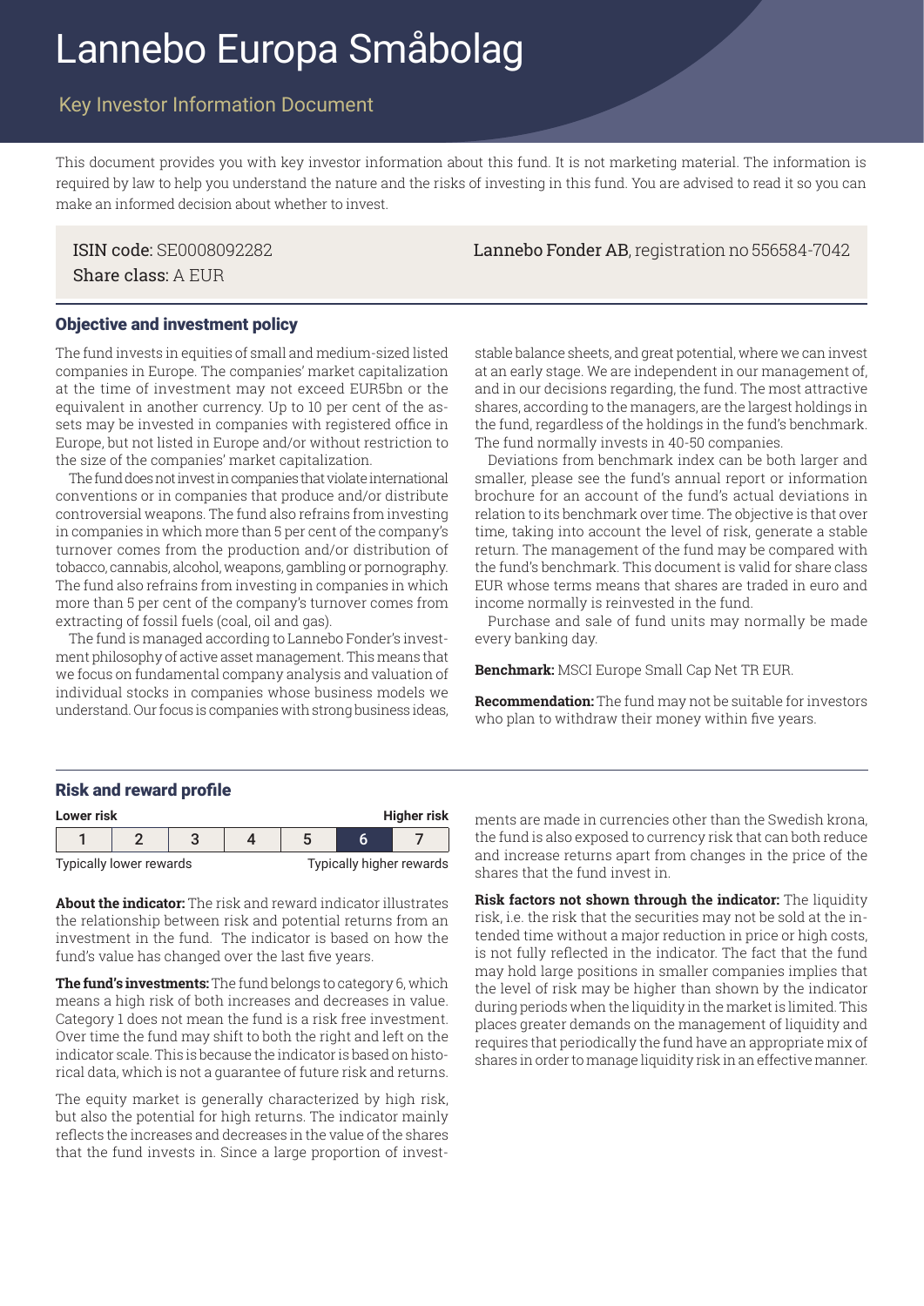# Lannebo Europa Småbolag

## Key Investor Information Document

This document provides you with key investor information about this fund. It is not marketing material. The information is required by law to help you understand the nature and the risks of investing in this fund. You are advised to read it so you can make an informed decision about whether to invest.

ISIN code: SE0008092282
Share class: A EUR

**Lannebo Fonder AB**, registration no 556584-7042

### Objective and investment policy

The fund invests in equities of small and medium-sized listed companies in Europe. The companies' market capitalization at the time of investment may not exceed EUR5bn or the equivalent in another currency. Up to 10 per cent of the assets may be invested in companies with registered office in Europe, but not listed in Europe and/or without restriction to the size of the companies' market capitalization.

The fund does not invest in companies that violate international conventions or in companies that produce and/or distribute controversial weapons. The fund also refrains from investing in companies in which more than 5 per cent of the company's turnover comes from the production and/or distribution of tobacco, cannabis, alcohol, weapons, gambling or pornography. The fund also refrains from investing in companies in which more than 5 per cent of the company's turnover comes from extracting of fossil fuels (coal, oil and gas).

The fund is managed according to Lannebo Fonder's investment philosophy of active asset management. This means that we focus on fundamental company analysis and valuation of individual stocks in companies whose business models we understand. Our focus is companies with strong business ideas, stable balance sheets, and great potential, where we can invest at an early stage. We are independent in our management of, and in our decisions regarding, the fund. The most attractive shares, according to the managers, are the largest holdings in the fund, regardless of the holdings in the fund's benchmark. The fund normally invests in 40-50 companies.

Deviations from benchmark index can be both larger and smaller, please see the fund's annual report or information brochure for an account of the fund's actual deviations in relation to its benchmark over time. The objective is that over time, taking into account the level of risk, generate a stable return. The management of the fund may be compared with the fund's benchmark. This document is valid for share class EUR whose terms means that shares are traded in euro and income normally is reinvested in the fund.

Purchase and sale of fund units may normally be made every banking day.

**Benchmark:** MSCI Europe Small Cap Net TR EUR.

**Recommendation:** The fund may not be suitable for investors who plan to withdraw their money within five years.

### Risk and reward profile

| Lower risk | | | | | | Higher risk |
|---|---|---|---|---|---|---|
| 1 | 2 | 3 | 4 | 5 | **6** | 7 |
| Typically lower rewards | | | | | | Typically higher rewards |

**About the indicator:** The risk and reward indicator illustrates the relationship between risk and potential returns from an investment in the fund. The indicator is based on how the fund's value has changed over the last five years.

**The fund's investments:** The fund belongs to category 6, which means a high risk of both increases and decreases in value. Category 1 does not mean the fund is a risk free investment. Over time the fund may shift to both the right and left on the indicator scale. This is because the indicator is based on historical data, which is not a guarantee of future risk and returns.

The equity market is generally characterized by high risk, but also the potential for high returns. The indicator mainly reflects the increases and decreases in the value of the shares that the fund invests in. Since a large proportion of investments are made in currencies other than the Swedish krona, the fund is also exposed to currency risk that can both reduce and increase returns apart from changes in the price of the shares that the fund invest in.

**Risk factors not shown through the indicator:** The liquidity risk, i.e. the risk that the securities may not be sold at the intended time without a major reduction in price or high costs, is not fully reflected in the indicator. The fact that the fund may hold large positions in smaller companies implies that the level of risk may be higher than shown by the indicator during periods when the liquidity in the market is limited. This places greater demands on the management of liquidity and requires that periodically the fund have an appropriate mix of shares in order to manage liquidity risk in an effective manner.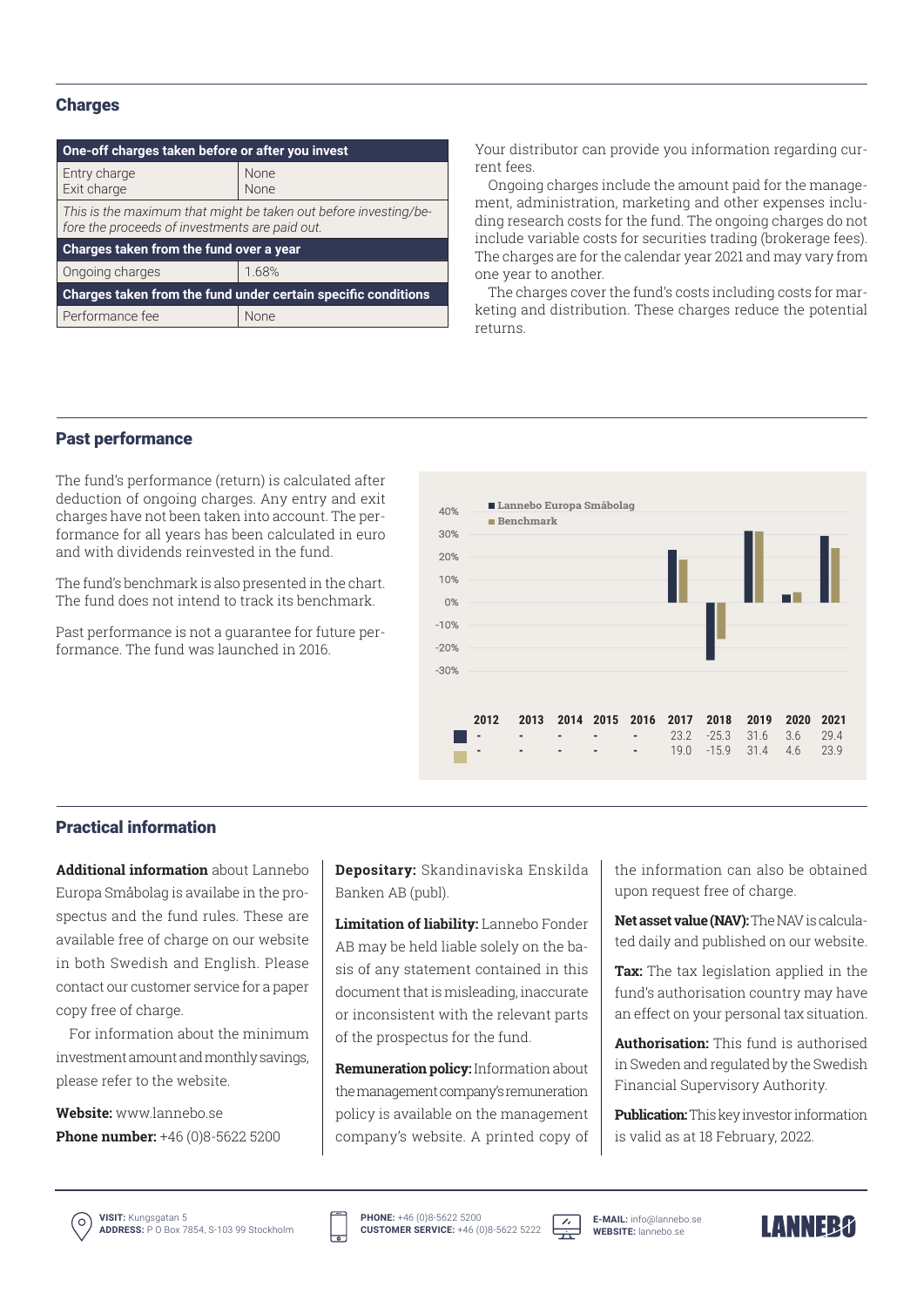## Charges

| One-off charges taken before or after you invest | |
|---|---|
| Entry charge<br>Exit charge | None<br>None |
| *This is the maximum that might be taken out before investing/before the proceeds of investments are paid out.* | |
| **Charges taken from the fund over a year** | |
| Ongoing charges | 1.68% |
| **Charges taken from the fund under certain specific conditions** | |
| Performance fee | None |

Your distributor can provide you information regarding current fees.

Ongoing charges include the amount paid for the management, administration, marketing and other expenses including research costs for the fund. The ongoing charges do not include variable costs for securities trading (brokerage fees). The charges are for the calendar year 2021 and may vary from one year to another.

The charges cover the fund's costs including costs for marketing and distribution. These charges reduce the potential returns.

## Past performance

The fund's performance (return) is calculated after deduction of ongoing charges. Any entry and exit charges have not been taken into account. The performance for all years has been calculated in euro and with dividends reinvested in the fund.

The fund's benchmark is also presented in the chart. The fund does not intend to track its benchmark.

Past performance is not a guarantee for future performance. The fund was launched in 2016.

Lannebo Europa Småbolag
Benchmark

40%
30%
20%
10%
0%
-10%
-20%
-30%

2012 2013 2014 2015 2016 2017 2018 2019 2020 2021

Lannebo Europa Småbolag: - - - - - 23.2 -25.3 31.6 3.6 29.4

Benchmark: - - - - - 19.0 -15.9 31.4 4.6 23.9

## Practical information

**Additional information** about Lannebo Europa Småbolag is availabe in the prospectus and the fund rules. These are available free of charge on our website in both Swedish and English. Please contact our customer service for a paper copy free of charge.

For information about the minimum investment amount and monthly savings, please refer to the website.

**Website:** www.lannebo.se
**Phone number:** +46 (0)8-5622 5200

**Depositary:** Skandinaviska Enskilda Banken AB (publ).

**Limitation of liability:** Lannebo Fonder AB may be held liable solely on the basis of any statement contained in this document that is misleading, inaccurate or inconsistent with the relevant parts of the prospectus for the fund.

**Remuneration policy:** Information about the management company's remuneration policy is available on the management company's website. A printed copy of the information can also be obtained upon request free of charge.

**Net asset value (NAV):** The NAV is calculated daily and published on our website.

**Tax:** The tax legislation applied in the fund's authorisation country may have an effect on your personal tax situation.

**Authorisation:** This fund is authorised in Sweden and regulated by the Swedish Financial Supervisory Authority.

**Publication:** This key investor information is valid as at 18 February, 2022.

**VISIT:** Kungsgatan 5
**ADDRESS:** P O Box 7854, S-103 99 Stockholm

**PHONE:** +46 (0)8-5622 5200
**CUSTOMER SERVICE:** +46 (0)8-5622 5222

**E-MAIL:** info@lannebo.se
**WEBSITE:** lannebo.se

LANNEBO